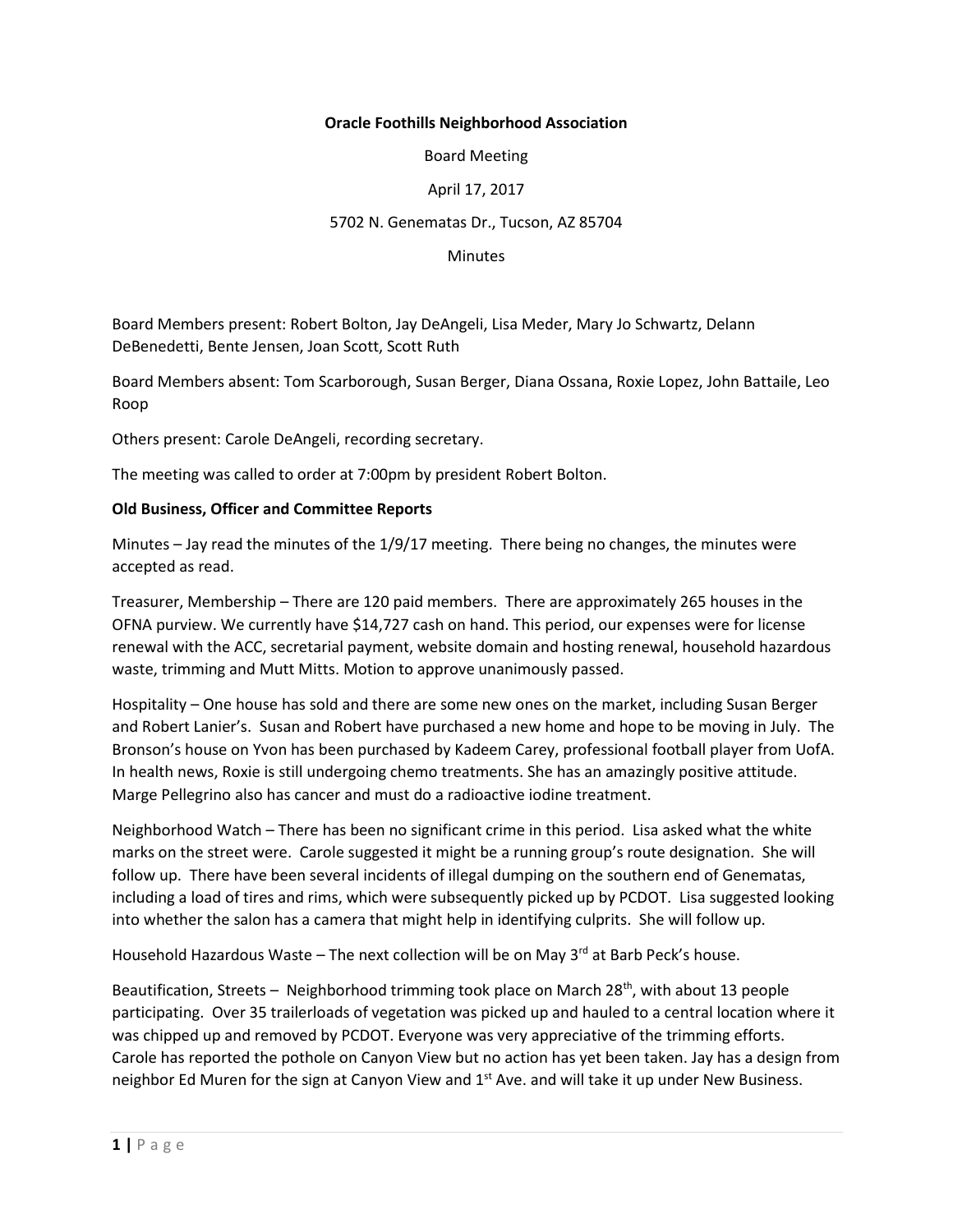**Oracle Foothills Neighborhood Association**

Board Meeting

April 17, 2017

5702 N. Genematas Dr., Tucson, AZ 85704

Minutes

Board Members present: Robert Bolton, Jay DeAngeli, Lisa Meder, Mary Jo Schwartz, Delann DeBenedetti, Bente Jensen, Joan Scott, Scott Ruth

Board Members absent: Tom Scarborough, Susan Berger, Diana Ossana, Roxie Lopez, John Battaile, Leo Roop

Others present: Carole DeAngeli, recording secretary.

The meeting was called to order at 7:00pm by president Robert Bolton.

**Old Business, Officer and Committee Reports**

Minutes – Jay read the minutes of the 1/9/17 meeting. There being no changes, the minutes were accepted as read.

Treasurer, Membership – There are 120 paid members. There are approximately 265 houses in the OFNA purview. We currently have $14,727 cash on hand. This period, our expenses were for license renewal with the ACC, secretarial payment, website domain and hosting renewal, household hazardous waste, trimming and Mutt Mitts. Motion to approve unanimously passed.

Hospitality – One house has sold and there are some new ones on the market, including Susan Berger and Robert Lanier's. Susan and Robert have purchased a new home and hope to be moving in July. The Bronson's house on Yvon has been purchased by Kadeem Carey, professional football player from UofA. In health news, Roxie is still undergoing chemo treatments. She has an amazingly positive attitude. Marge Pellegrino also has cancer and must do a radioactive iodine treatment.

Neighborhood Watch – There has been no significant crime in this period. Lisa asked what the white marks on the street were. Carole suggested it might be a running group's route designation. She will follow up. There have been several incidents of illegal dumping on the southern end of Genematas, including a load of tires and rims, which were subsequently picked up by PCDOT. Lisa suggested looking into whether the salon has a camera that might help in identifying culprits. She will follow up.

Household Hazardous Waste – The next collection will be on May 3rd at Barb Peck's house.

Beautification, Streets – Neighborhood trimming took place on March 28th, with about 13 people participating. Over 35 trailerloads of vegetation was picked up and hauled to a central location where it was chipped up and removed by PCDOT. Everyone was very appreciative of the trimming efforts. Carole has reported the pothole on Canyon View but no action has yet been taken. Jay has a design from neighbor Ed Muren for the sign at Canyon View and 1st Ave. and will take it up under New Business.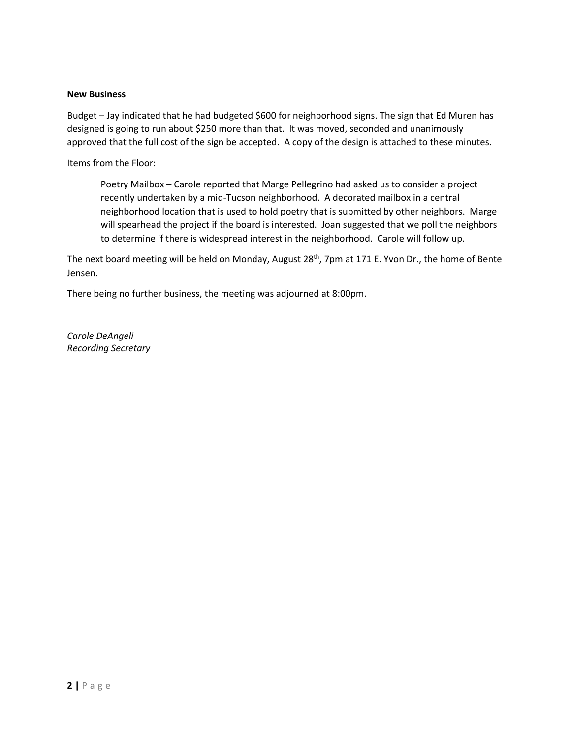**New Business**

Budget – Jay indicated that he had budgeted $600 for neighborhood signs. The sign that Ed Muren has designed is going to run about $250 more than that. It was moved, seconded and unanimously approved that the full cost of the sign be accepted. A copy of the design is attached to these minutes.

Items from the Floor:

> Poetry Mailbox – Carole reported that Marge Pellegrino had asked us to consider a project recently undertaken by a mid-Tucson neighborhood. A decorated mailbox in a central neighborhood location that is used to hold poetry that is submitted by other neighbors. Marge will spearhead the project if the board is interested. Joan suggested that we poll the neighbors to determine if there is widespread interest in the neighborhood. Carole will follow up.

The next board meeting will be held on Monday, August 28th, 7pm at 171 E. Yvon Dr., the home of Bente Jensen.

There being no further business, the meeting was adjourned at 8:00pm.

*Carole DeAngeli*
*Recording Secretary*